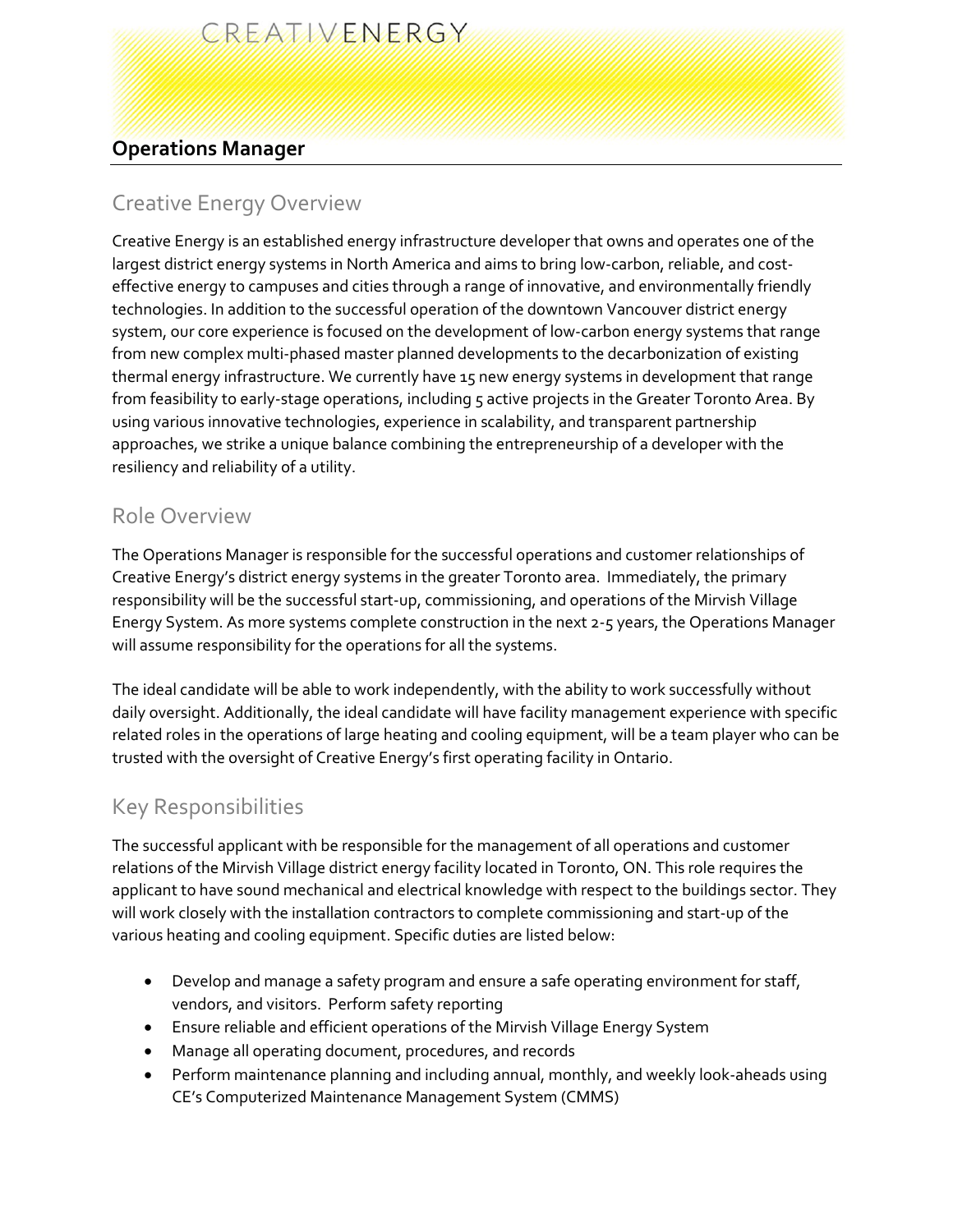CREATIVENERGY

# Operations Manager

## Creative Energy Overview

Creative Energy is an established energy infrastructure developer that owns and operates one of the largest district energy systems in North America and aims to bring low-carbon, reliable, and cost-effective energy to campuses and cities through a range of innovative, and environmentally friendly technologies. In addition to the successful operation of the downtown Vancouver district energy system, our core experience is focused on the development of low-carbon energy systems that range from new complex multi-phased master planned developments to the decarbonization of existing thermal energy infrastructure. We currently have 15 new energy systems in development that range from feasibility to early-stage operations, including 5 active projects in the Greater Toronto Area. By using various innovative technologies, experience in scalability, and transparent partnership approaches, we strike a unique balance combining the entrepreneurship of a developer with the resiliency and reliability of a utility.

## Role Overview

The Operations Manager is responsible for the successful operations and customer relationships of Creative Energy's district energy systems in the greater Toronto area. Immediately, the primary responsibility will be the successful start-up, commissioning, and operations of the Mirvish Village Energy System. As more systems complete construction in the next 2-5 years, the Operations Manager will assume responsibility for the operations for all the systems.

The ideal candidate will be able to work independently, with the ability to work successfully without daily oversight. Additionally, the ideal candidate will have facility management experience with specific related roles in the operations of large heating and cooling equipment, will be a team player who can be trusted with the oversight of Creative Energy's first operating facility in Ontario.

## Key Responsibilities

The successful applicant with be responsible for the management of all operations and customer relations of the Mirvish Village district energy facility located in Toronto, ON. This role requires the applicant to have sound mechanical and electrical knowledge with respect to the buildings sector. They will work closely with the installation contractors to complete commissioning and start-up of the various heating and cooling equipment. Specific duties are listed below:

- Develop and manage a safety program and ensure a safe operating environment for staff, vendors, and visitors. Perform safety reporting
- Ensure reliable and efficient operations of the Mirvish Village Energy System
- Manage all operating document, procedures, and records
- Perform maintenance planning and including annual, monthly, and weekly look-aheads using CE's Computerized Maintenance Management System (CMMS)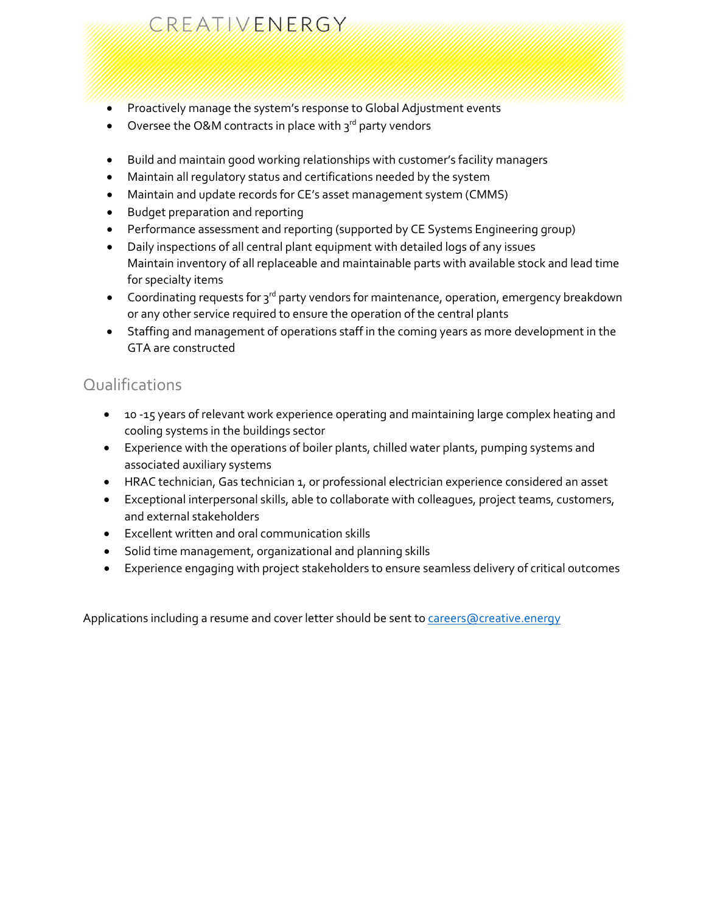- Proactively manage the system's response to Global Adjustment events
- Oversee the O&M contracts in place with 3rd party vendors

- Build and maintain good working relationships with customer's facility managers
- Maintain all regulatory status and certifications needed by the system
- Maintain and update records for CE's asset management system (CMMS)
- Budget preparation and reporting
- Performance assessment and reporting (supported by CE Systems Engineering group)
- Daily inspections of all central plant equipment with detailed logs of any issues
  Maintain inventory of all replaceable and maintainable parts with available stock and lead time for specialty items
- Coordinating requests for 3rd party vendors for maintenance, operation, emergency breakdown or any other service required to ensure the operation of the central plants
- Staffing and management of operations staff in the coming years as more development in the GTA are constructed

## Qualifications

- 10 -15 years of relevant work experience operating and maintaining large complex heating and cooling systems in the buildings sector
- Experience with the operations of boiler plants, chilled water plants, pumping systems and associated auxiliary systems
- HRAC technician, Gas technician 1, or professional electrician experience considered an asset
- Exceptional interpersonal skills, able to collaborate with colleagues, project teams, customers, and external stakeholders
- Excellent written and oral communication skills
- Solid time management, organizational and planning skills
- Experience engaging with project stakeholders to ensure seamless delivery of critical outcomes

Applications including a resume and cover letter should be sent to careers@creative.energy